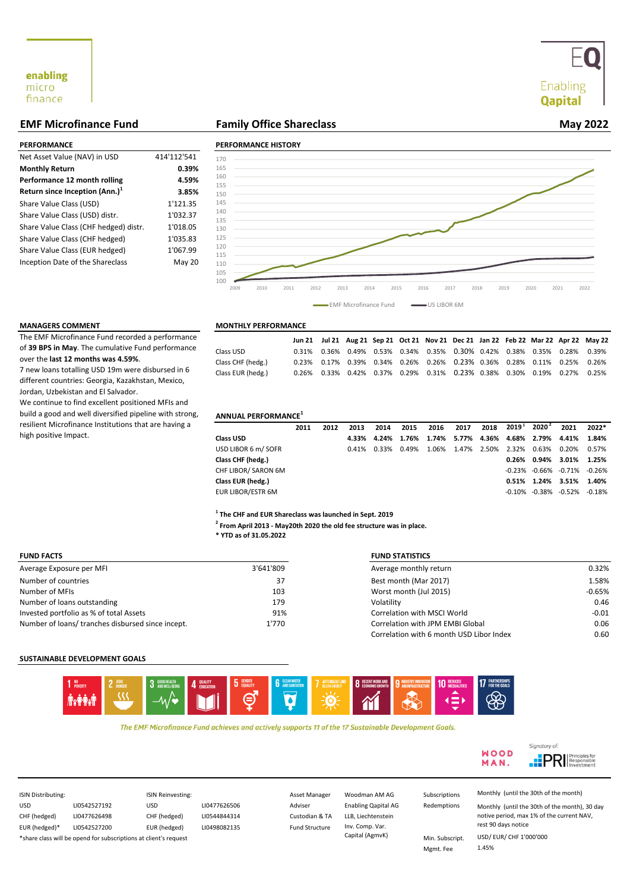enabling micro finance

EQ Enabling Qapital

## EMF Microfinance Fund — Family Office Shareclass — May 2022

### PERFORMANCE

| | |
|---|---|
| Net Asset Value (NAV) in USD | 414'112'541 |
| **Monthly Return** | **0.39%** |
| **Performance 12 month rolling** | **4.59%** |
| **Return since Inception (Ann.)[1]** | **3.85%** |
| Share Value Class (USD) | 1'121.35 |
| Share Value Class (USD) distr. | 1'032.37 |
| Share Value Class (CHF hedged) distr. | 1'018.05 |
| Share Value Class (CHF hedged) | 1'035.83 |
| Share Value Class (EUR hedged) | 1'067.99 |
| Inception Date of the Shareclass | May 20 |

### PERFORMANCE HISTORY

EMF Microfinance Fund — US LIBOR 6M (2009–2022)

### MANAGERS COMMENT

The EMF Microfinance Fund recorded a performance of **39 BPS in May**. The cumulative Fund performance over the **last 12 months was 4.59%**.

7 new loans totalling USD 19m were disbursed in 6 different countries: Georgia, Kazakhstan, Mexico, Jordan, Uzbekistan and El Salvador.

We continue to find excellent positioned MFIs and build a good and well diversified pipeline with strong, resilient Microfinance Institutions that are having a high positive Impact.

### MONTHLY PERFORMANCE

| | Jun 21 | Jul 21 | Aug 21 | Sep 21 | Oct 21 | Nov 21 | Dec 21 | Jan 22 | Feb 22 | Mar 22 | Apr 22 | May 22 |
|---|---|---|---|---|---|---|---|---|---|---|---|---|
| Class USD | 0.31% | 0.36% | 0.49% | 0.53% | 0.34% | 0.35% | 0.30% | 0.42% | 0.38% | 0.35% | 0.28% | 0.39% |
| Class CHF (hedg.) | 0.23% | 0.17% | 0.39% | 0.34% | 0.26% | 0.26% | 0.23% | 0.36% | 0.28% | 0.11% | 0.25% | 0.26% |
| Class EUR (hedg.) | 0.26% | 0.33% | 0.42% | 0.37% | 0.29% | 0.31% | 0.23% | 0.38% | 0.30% | 0.19% | 0.27% | 0.25% |

### ANNUAL PERFORMANCE[1]

| | 2011 | 2012 | 2013 | 2014 | 2015 | 2016 | 2017 | 2018 | 2019[1] | 2020[2] | 2021 | 2022* |
|---|---|---|---|---|---|---|---|---|---|---|---|---|
| **Class USD** | | | **4.33%** | **4.24%** | **1.76%** | **1.74%** | **5.77%** | **4.36%** | **4.68%** | **2.79%** | **4.41%** | **1.84%** |
| USD LIBOR 6 m/ SOFR | | | 0.41% | 0.33% | 0.49% | 1.06% | 1.47% | 2.50% | 2.32% | 0.63% | 0.20% | 0.57% |
| **Class CHF (hedg.)** | | | | | | | | | **0.26%** | **0.94%** | **3.01%** | **1.25%** |
| CHF LIBOR/ SARON 6M | | | | | | | | | -0.23% | -0.66% | -0.71% | -0.26% |
| **Class EUR (hedg.)** | | | | | | | | | **0.51%** | **1.24%** | **3.51%** | **1.40%** |
| EUR LIBOR/ESTR 6M | | | | | | | | | -0.10% | -0.38% | -0.52% | -0.18% |

**[1] The CHF and EUR Shareclass was launched in Sept. 2019**

**[2] From April 2013 - May20th 2020 the old fee structure was in place.**

**\* YTD as of 31.05.2022**

### FUND FACTS

| | |
|---|---|
| Average Exposure per MFI | 3'641'809 |
| Number of countries | 37 |
| Number of MFIs | 103 |
| Number of loans outstanding | 179 |
| Invested portfolio as % of total Assets | 91% |
| Number of loans/ tranches disbursed since incept. | 1'770 |

### FUND STATISTICS

| | |
|---|---|
| Average monthly return | 0.32% |
| Best month (Mar 2017) | 1.58% |
| Worst month (Jul 2015) | -0.65% |
| Volatility | 0.46 |
| Correlation with MSCI World | -0.01 |
| Correlation with JPM EMBI Global | 0.06 |
| Correlation with 6 month USD Libor Index | 0.60 |

### SUSTAINABLE DEVELOPMENT GOALS

1 No Poverty · 2 Zero Hunger · 3 Good Health and Well-Being · 4 Quality Education · 5 Gender Equality · 6 Clean Water and Sanitation · 7 Affordable and Clean Energy · 8 Decent Work and Economic Growth · 9 Industry, Innovation and Infrastructure · 10 Reduced Inequalities · 17 Partnerships for the Goals

*The EMF Microfinance Fund achieves and actively supports 11 of the 17 Sustainable Development Goals.*

WOODMAN. — Signatory of: PRI Principles for Responsible Investment

| ISIN Distributing: | | ISIN Reinvesting: | |
|---|---|---|---|
| USD | LI0542527192 | USD | LI0477626506 |
| CHF (hedged) | LI0477626498 | CHF (hedged) | LI0544844314 |
| EUR (hedged)* | LI0542527200 | EUR (hedged) | LI0498082135 |

\*share class will be opend for subscriptions at client's request

| | |
|---|---|
| Asset Manager | Woodman AM AG |
| Adviser | Enabling Capital AG |
| Custodian & TA | LLB, Liechtenstein |
| Fund Structure | Inv. Comp. Var. Capital (AgmvK) |

| | |
|---|---|
| Subscriptions | Monthly (until the 30th of the month) |
| Redemptions | Monthly (until the 30th of the month), 30 day notice period, max 1% of the current NAV, rest 90 days notice |
| Min. Subscript. | USD/ EUR/ CHF 1'000'000 |
| Mgmt. Fee | 1.45% |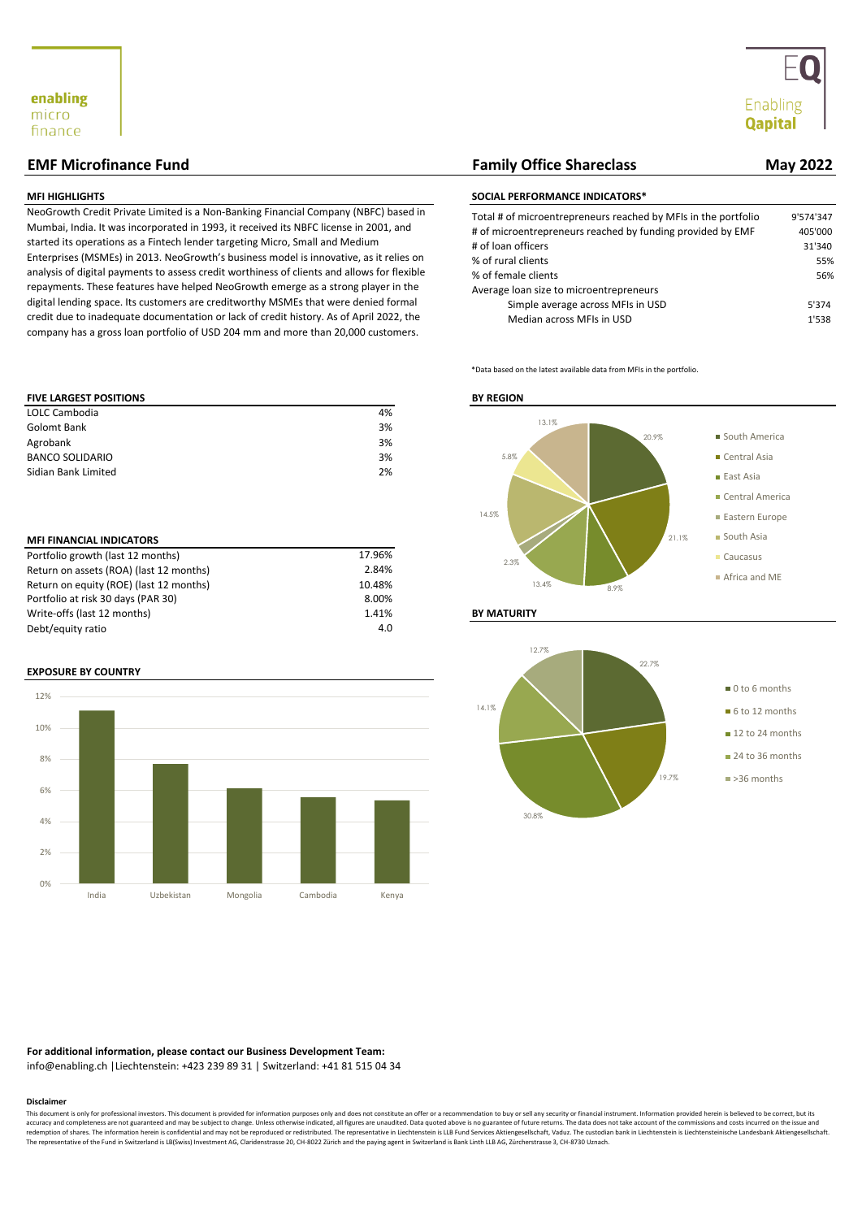enabling
micro
finance

Enabling
**Qapital**

## EMF Microfinance Fund

## Family Office Shareclass

## May 2022

### MFI HIGHLIGHTS

NeoGrowth Credit Private Limited is a Non-Banking Financial Company (NBFC) based in Mumbai, India. It was incorporated in 1993, it received its NBFC license in 2001, and started its operations as a Fintech lender targeting Micro, Small and Medium Enterprises (MSMEs) in 2013. NeoGrowth's business model is innovative, as it relies on analysis of digital payments to assess credit worthiness of clients and allows for flexible repayments. These features have helped NeoGrowth emerge as a strong player in the digital lending space. Its customers are creditworthy MSMEs that were denied formal credit due to inadequate documentation or lack of credit history. As of April 2022, the company has a gross loan portfolio of USD 204 mm and more than 20,000 customers.

### SOCIAL PERFORMANCE INDICATORS*

| | |
|---|---|
| Total # of microentrepreneurs reached by MFIs in the portfolio | 9'574'347 |
| # of microentrepreneurs reached by funding provided by EMF | 405'000 |
| # of loan officers | 31'340 |
| % of rural clients | 55% |
| % of female clients | 56% |
| Average loan size to microentrepreneurs | |
| Simple average across MFIs in USD | 5'374 |
| Median across MFIs in USD | 1'538 |

*Data based on the latest available data from MFIs in the portfolio.

### FIVE LARGEST POSITIONS

| | |
|---|---|
| LOLC Cambodia | 4% |
| Golomt Bank | 3% |
| Agrobank | 3% |
| BANCO SOLIDARIO | 3% |
| Sidian Bank Limited | 2% |

### BY REGION

13.1%
20.9%
5.8%
14.5%
21.1%
2.3%
13.4%
8.9%

South America
Central Asia
East Asia
Central America
Eastern Europe
South Asia
Caucasus
Africa and ME

### MFI FINANCIAL INDICATORS

| | |
|---|---|
| Portfolio growth (last 12 months) | 17.96% |
| Return on assets (ROA) (last 12 months) | 2.84% |
| Return on equity (ROE) (last 12 months) | 10.48% |
| Portfolio at risk 30 days (PAR 30) | 8.00% |
| Write-offs (last 12 months) | 1.41% |
| Debt/equity ratio | 4.0 |

### BY MATURITY

12.7%
22.7%
14.1%
19.7%
30.8%

0 to 6 months
6 to 12 months
12 to 24 months
24 to 36 months
>36 months

### EXPOSURE BY COUNTRY

12%
10%
8%
6%
4%
2%
0%

India
Uzbekistan
Mongolia
Cambodia
Kenya

**For additional information, please contact our Business Development Team:**
info@enabling.ch |Liechtenstein: +423 239 89 31 | Switzerland: +41 81 515 04 34

**Disclaimer**

This document is only for professional investors. This document is provided for information purposes only and does not constitute an offer or a recommendation to buy or sell any security or financial instrument. Information provided herein is believed to be correct, but its accuracy and completeness are not guaranteed and may be subject to change. Unless otherwise indicated, all figures are unaudited. Data quoted above is no guarantee of future returns. The data does not take account of the commissions and costs incurred on the issue and redemption of shares. The information herein is confidential and may not be reproduced or redistributed. The representative in Liechtenstein is LLB Fund Services Aktiengesellschaft, Vaduz. The custodian bank in Liechtenstein is Liechtensteinische Landesbank Aktiengesellschaft. The representative of the Fund in Switzerland is LB(Swiss) Investment AG, Claridenstrasse 20, CH-8022 Zürich and the paying agent in Switzerland is Bank Linth LLB AG, Zürcherstrasse 3, CH-8730 Uznach.